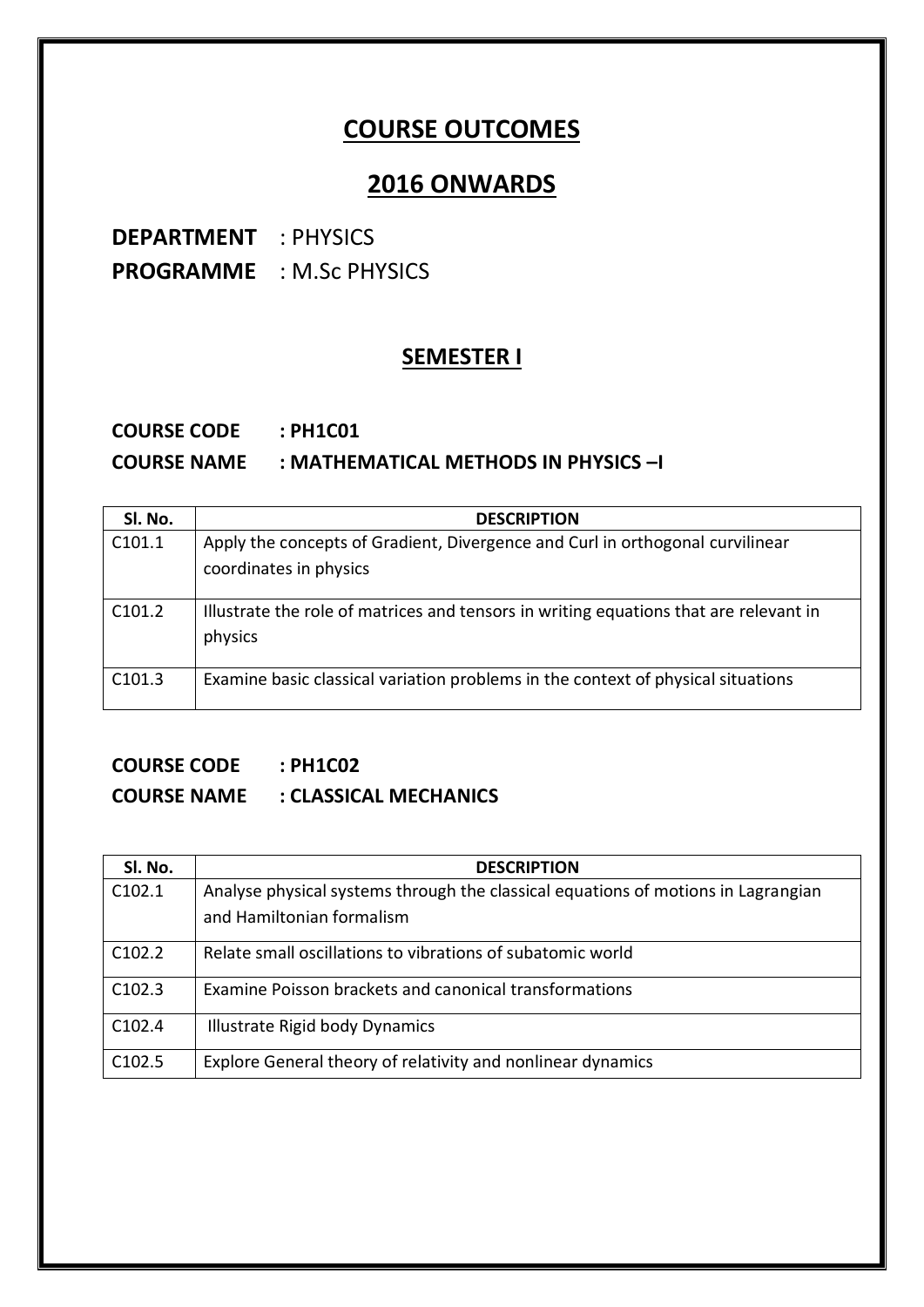# COURSE OUTCOMES

# 2016 ONWARDS

**DEPARTMENT** : PHYSICS

**PROGRAMME** : M.Sc PHYSICS

## SEMESTER I

**COURSE CODE : PH1C01**

**COURSE NAME : MATHEMATICAL METHODS IN PHYSICS –I**

| Sl. No. | DESCRIPTION |
|---|---|
| C101.1 | Apply the concepts of Gradient, Divergence and Curl in orthogonal curvilinear coordinates in physics |
| C101.2 | Illustrate the role of matrices and tensors in writing equations that are relevant in physics |
| C101.3 | Examine basic classical variation problems in the context of physical situations |

**COURSE CODE : PH1C02**

**COURSE NAME : CLASSICAL MECHANICS**

| Sl. No. | DESCRIPTION |
|---|---|
| C102.1 | Analyse physical systems through the classical equations of motions in Lagrangian and Hamiltonian formalism |
| C102.2 | Relate small oscillations to vibrations of subatomic world |
| C102.3 | Examine Poisson brackets and canonical transformations |
| C102.4 | Illustrate Rigid body Dynamics |
| C102.5 | Explore General theory of relativity and nonlinear dynamics |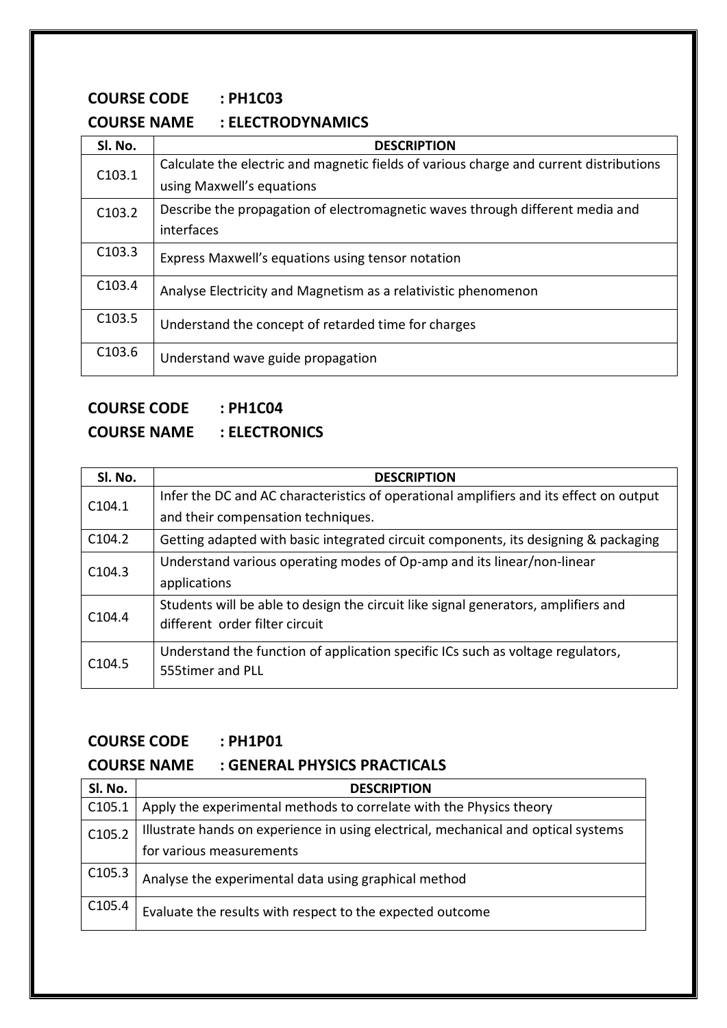**COURSE CODE : PH1C03**

**COURSE NAME : ELECTRODYNAMICS**

| Sl. No. | DESCRIPTION |
|---|---|
| C103.1 | Calculate the electric and magnetic fields of various charge and current distributions using Maxwell's equations |
| C103.2 | Describe the propagation of electromagnetic waves through different media and interfaces |
| C103.3 | Express Maxwell's equations using tensor notation |
| C103.4 | Analyse Electricity and Magnetism as a relativistic phenomenon |
| C103.5 | Understand the concept of retarded time for charges |
| C103.6 | Understand wave guide propagation |

**COURSE CODE : PH1C04**

**COURSE NAME : ELECTRONICS**

| Sl. No. | DESCRIPTION |
|---|---|
| C104.1 | Infer the DC and AC characteristics of operational amplifiers and its effect on output and their compensation techniques. |
| C104.2 | Getting adapted with basic integrated circuit components, its designing & packaging |
| C104.3 | Understand various operating modes of Op-amp and its linear/non-linear applications |
| C104.4 | Students will be able to design the circuit like signal generators, amplifiers and different order filter circuit |
| C104.5 | Understand the function of application specific ICs such as voltage regulators, 555timer and PLL |

**COURSE CODE : PH1P01**

**COURSE NAME : GENERAL PHYSICS PRACTICALS**

| Sl. No. | DESCRIPTION |
|---|---|
| C105.1 | Apply the experimental methods to correlate with the Physics theory |
| C105.2 | Illustrate hands on experience in using electrical, mechanical and optical systems for various measurements |
| C105.3 | Analyse the experimental data using graphical method |
| C105.4 | Evaluate the results with respect to the expected outcome |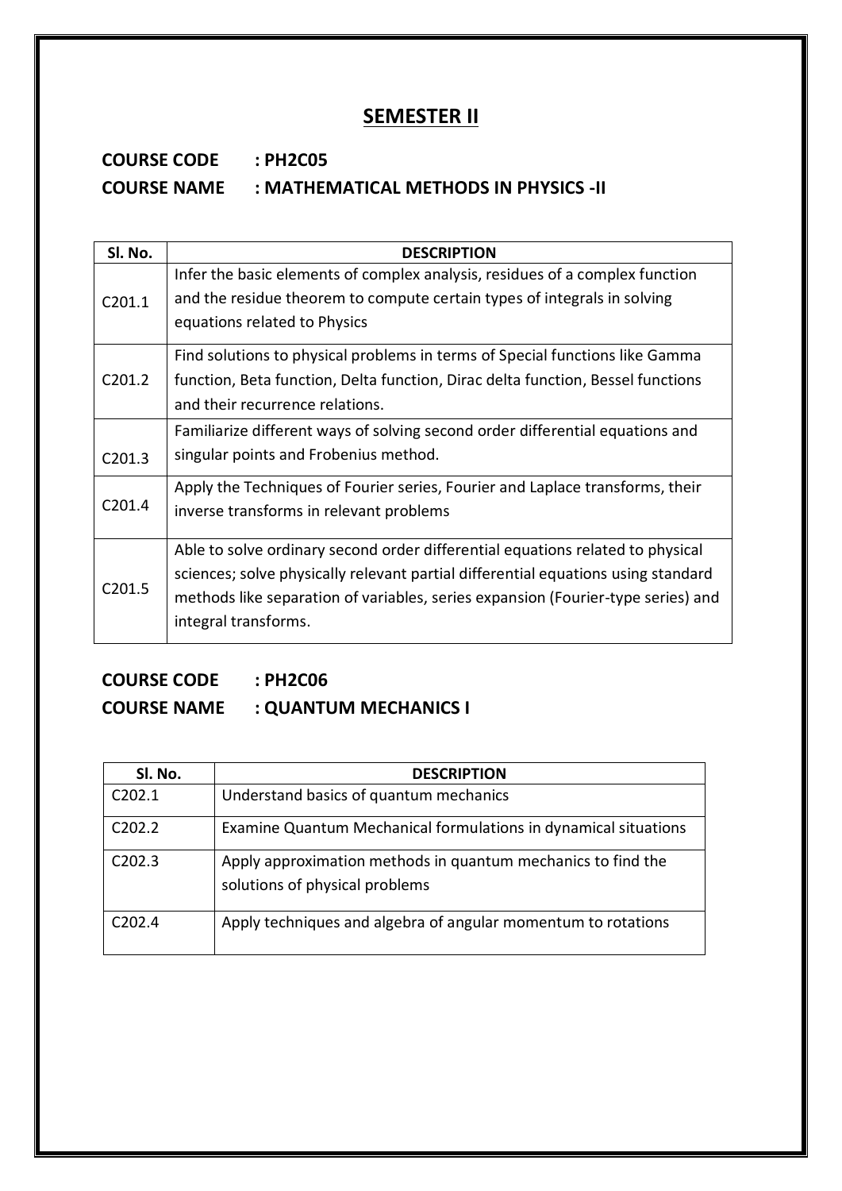## SEMESTER II

**COURSE CODE : PH2C05**

**COURSE NAME : MATHEMATICAL METHODS IN PHYSICS -II**

| Sl. No. | DESCRIPTION |
|---|---|
| C201.1 | Infer the basic elements of complex analysis, residues of a complex function and the residue theorem to compute certain types of integrals in solving equations related to Physics |
| C201.2 | Find solutions to physical problems in terms of Special functions like Gamma function, Beta function, Delta function, Dirac delta function, Bessel functions and their recurrence relations. |
| C201.3 | Familiarize different ways of solving second order differential equations and singular points and Frobenius method. |
| C201.4 | Apply the Techniques of Fourier series, Fourier and Laplace transforms, their inverse transforms in relevant problems |
| C201.5 | Able to solve ordinary second order differential equations related to physical sciences; solve physically relevant partial differential equations using standard methods like separation of variables, series expansion (Fourier-type series) and integral transforms. |

**COURSE CODE : PH2C06**

**COURSE NAME : QUANTUM MECHANICS I**

| Sl. No. | DESCRIPTION |
|---|---|
| C202.1 | Understand basics of quantum mechanics |
| C202.2 | Examine Quantum Mechanical formulations in dynamical situations |
| C202.3 | Apply approximation methods in quantum mechanics to find the solutions of physical problems |
| C202.4 | Apply techniques and algebra of angular momentum to rotations |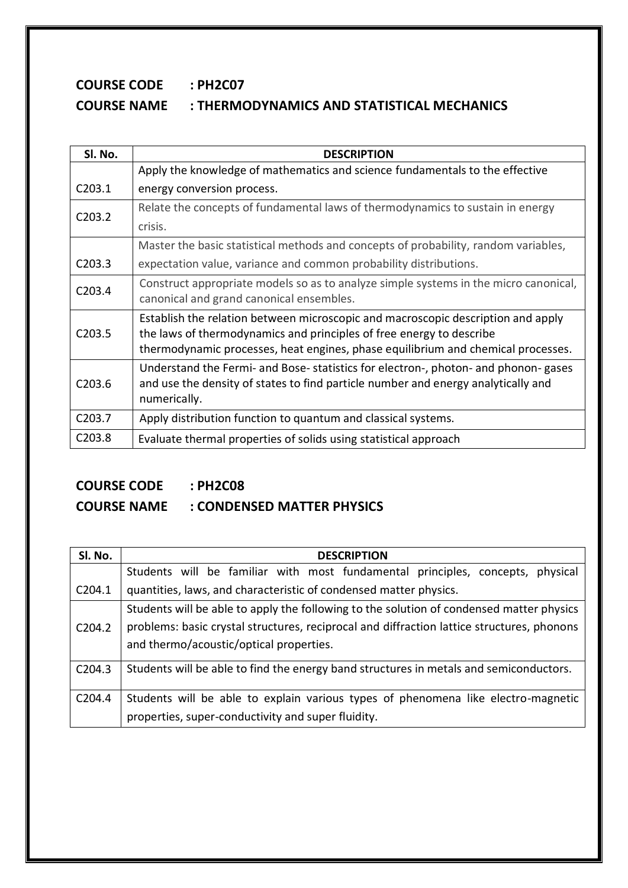**COURSE CODE : PH2C07**

**COURSE NAME : THERMODYNAMICS AND STATISTICAL MECHANICS**

| Sl. No. | DESCRIPTION |
|---|---|
| C203.1 | Apply the knowledge of mathematics and science fundamentals to the effective energy conversion process. |
| C203.2 | Relate the concepts of fundamental laws of thermodynamics to sustain in energy crisis. |
| C203.3 | Master the basic statistical methods and concepts of probability, random variables, expectation value, variance and common probability distributions. |
| C203.4 | Construct appropriate models so as to analyze simple systems in the micro canonical, canonical and grand canonical ensembles. |
| C203.5 | Establish the relation between microscopic and macroscopic description and apply the laws of thermodynamics and principles of free energy to describe thermodynamic processes, heat engines, phase equilibrium and chemical processes. |
| C203.6 | Understand the Fermi- and Bose- statistics for electron-, photon- and phonon- gases and use the density of states to find particle number and energy analytically and numerically. |
| C203.7 | Apply distribution function to quantum and classical systems. |
| C203.8 | Evaluate thermal properties of solids using statistical approach |

**COURSE CODE : PH2C08**

**COURSE NAME : CONDENSED MATTER PHYSICS**

| Sl. No. | DESCRIPTION |
|---|---|
| C204.1 | Students will be familiar with most fundamental principles, concepts, physical quantities, laws, and characteristic of condensed matter physics. |
| C204.2 | Students will be able to apply the following to the solution of condensed matter physics problems: basic crystal structures, reciprocal and diffraction lattice structures, phonons and thermo/acoustic/optical properties. |
| C204.3 | Students will be able to find the energy band structures in metals and semiconductors. |
| C204.4 | Students will be able to explain various types of phenomena like electro-magnetic properties, super-conductivity and super fluidity. |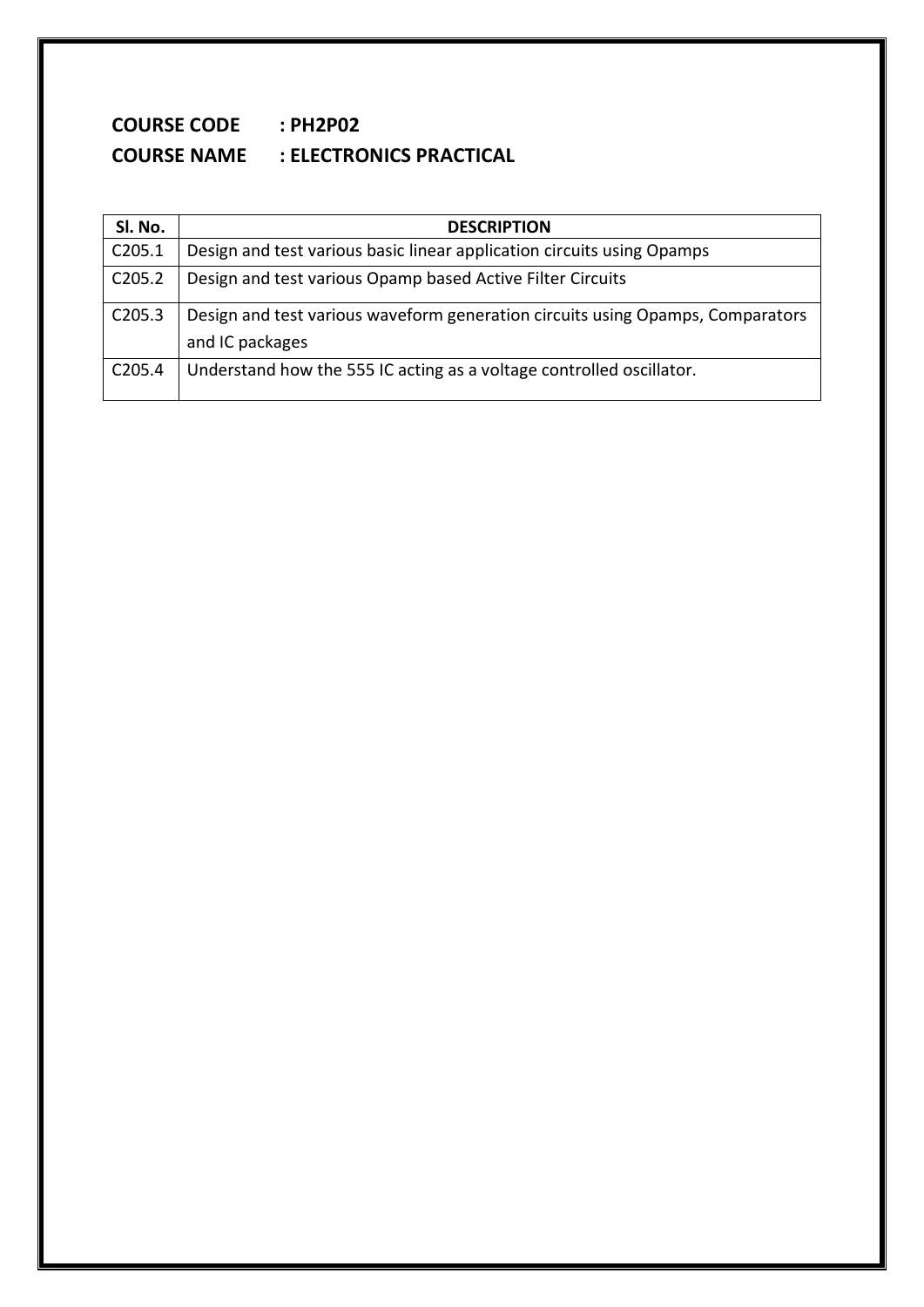**COURSE CODE : PH2P02**

**COURSE NAME : ELECTRONICS PRACTICAL**

| Sl. No. | DESCRIPTION |
| --- | --- |
| C205.1 | Design and test various basic linear application circuits using Opamps |
| C205.2 | Design and test various Opamp based Active Filter Circuits |
| C205.3 | Design and test various waveform generation circuits using Opamps, Comparators and IC packages |
| C205.4 | Understand how the 555 IC acting as a voltage controlled oscillator. |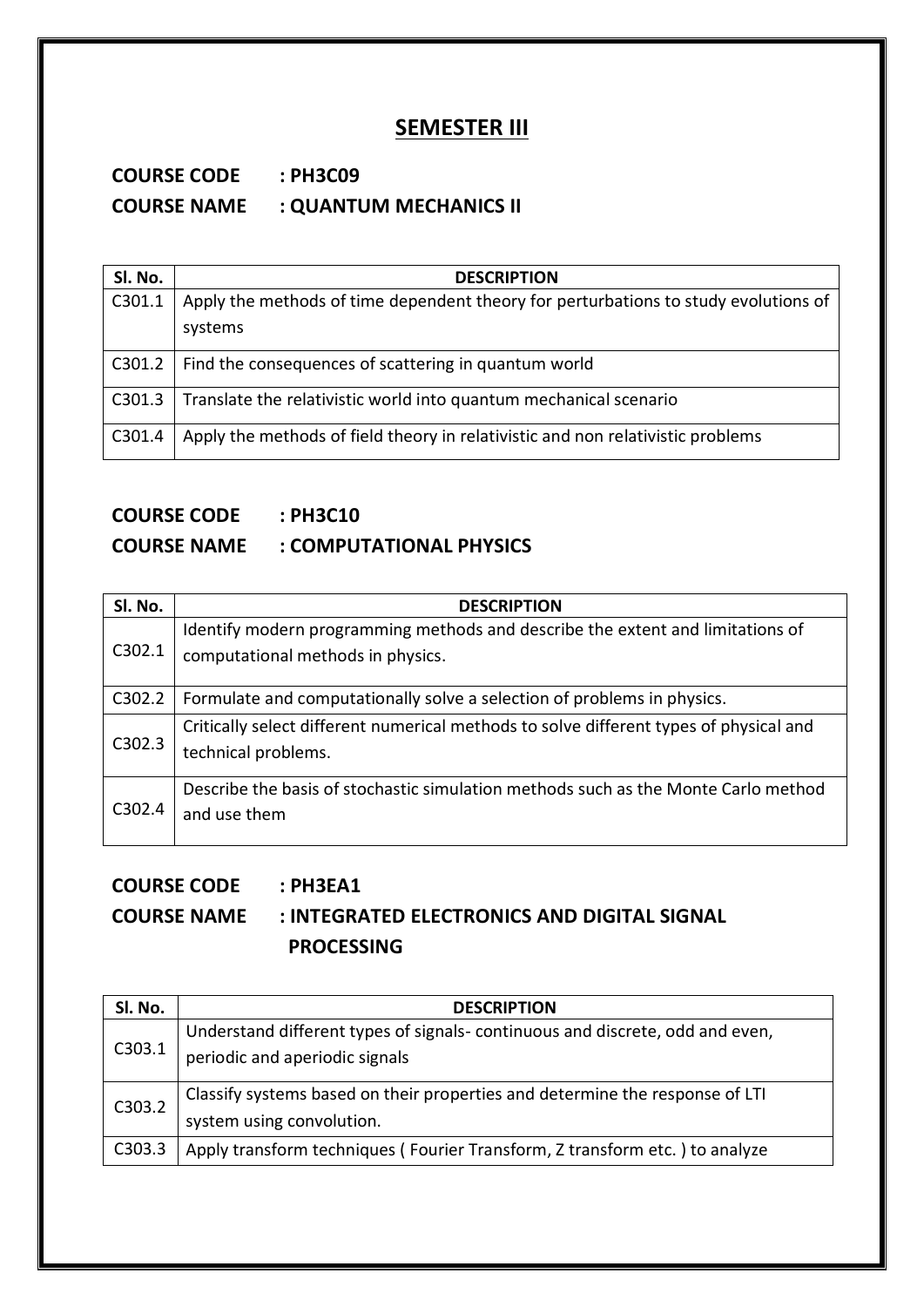# SEMESTER III

**COURSE CODE : PH3C09**

**COURSE NAME : QUANTUM MECHANICS II**

| Sl. No. | DESCRIPTION |
|---|---|
| C301.1 | Apply the methods of time dependent theory for perturbations to study evolutions of systems |
| C301.2 | Find the consequences of scattering in quantum world |
| C301.3 | Translate the relativistic world into quantum mechanical scenario |
| C301.4 | Apply the methods of field theory in relativistic and non relativistic problems |

**COURSE CODE : PH3C10**

**COURSE NAME : COMPUTATIONAL PHYSICS**

| Sl. No. | DESCRIPTION |
|---|---|
| C302.1 | Identify modern programming methods and describe the extent and limitations of computational methods in physics. |
| C302.2 | Formulate and computationally solve a selection of problems in physics. |
| C302.3 | Critically select different numerical methods to solve different types of physical and technical problems. |
| C302.4 | Describe the basis of stochastic simulation methods such as the Monte Carlo method and use them |

**COURSE CODE : PH3EA1**

**COURSE NAME : INTEGRATED ELECTRONICS AND DIGITAL SIGNAL PROCESSING**

| Sl. No. | DESCRIPTION |
|---|---|
| C303.1 | Understand different types of signals- continuous and discrete, odd and even, periodic and aperiodic signals |
| C303.2 | Classify systems based on their properties and determine the response of LTI system using convolution. |
| C303.3 | Apply transform techniques ( Fourier Transform, Z transform etc. ) to analyze |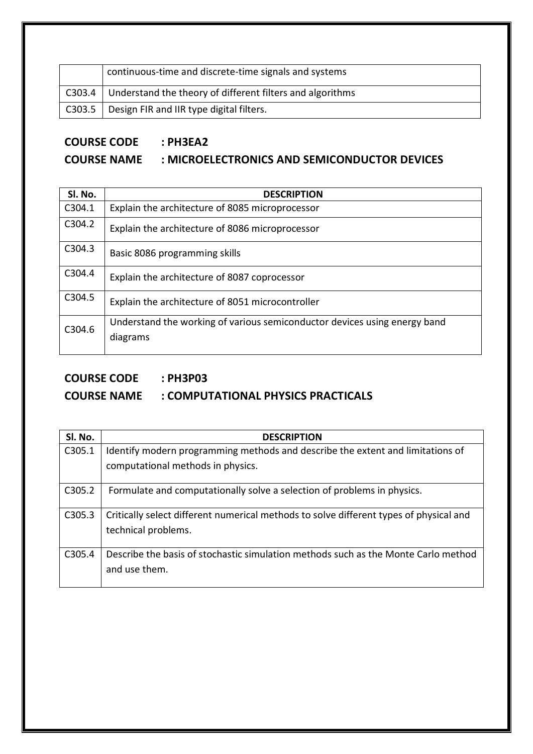| | |
|---|---|
| | continuous-time and discrete-time signals and systems |
| C303.4 | Understand the theory of different filters and algorithms |
| C303.5 | Design FIR and IIR type digital filters. |

**COURSE CODE : PH3EA2**

**COURSE NAME : MICROELECTRONICS AND SEMICONDUCTOR DEVICES**

| Sl. No. | DESCRIPTION |
|---|---|
| C304.1 | Explain the architecture of 8085 microprocessor |
| C304.2 | Explain the architecture of 8086 microprocessor |
| C304.3 | Basic 8086 programming skills |
| C304.4 | Explain the architecture of 8087 coprocessor |
| C304.5 | Explain the architecture of 8051 microcontroller |
| C304.6 | Understand the working of various semiconductor devices using energy band diagrams |

**COURSE CODE : PH3P03**

**COURSE NAME : COMPUTATIONAL PHYSICS PRACTICALS**

| Sl. No. | DESCRIPTION |
|---|---|
| C305.1 | Identify modern programming methods and describe the extent and limitations of computational methods in physics. |
| C305.2 | Formulate and computationally solve a selection of problems in physics. |
| C305.3 | Critically select different numerical methods to solve different types of physical and technical problems. |
| C305.4 | Describe the basis of stochastic simulation methods such as the Monte Carlo method and use them. |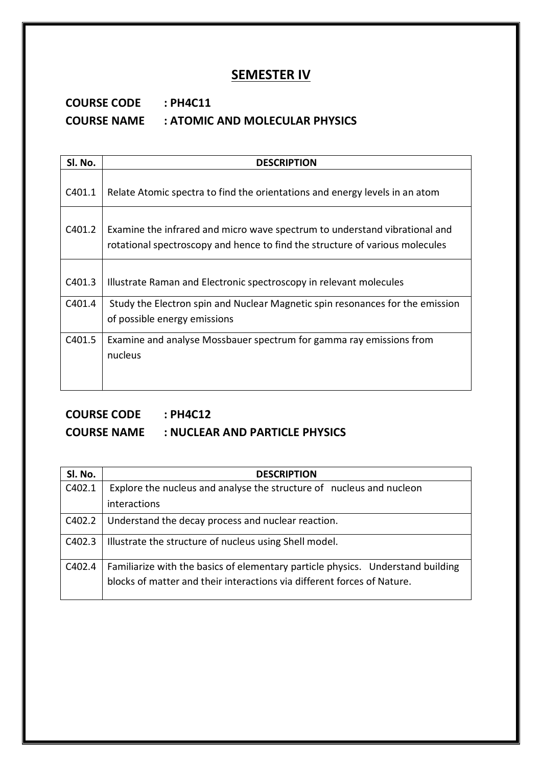# SEMESTER IV

**COURSE CODE : PH4C11**

**COURSE NAME : ATOMIC AND MOLECULAR PHYSICS**

| Sl. No. | DESCRIPTION |
|---|---|
| C401.1 | Relate Atomic spectra to find the orientations and energy levels in an atom |
| C401.2 | Examine the infrared and micro wave spectrum to understand vibrational and rotational spectroscopy and hence to find the structure of various molecules |
| C401.3 | Illustrate Raman and Electronic spectroscopy in relevant molecules |
| C401.4 | Study the Electron spin and Nuclear Magnetic spin resonances for the emission of possible energy emissions |
| C401.5 | Examine and analyse Mossbauer spectrum for gamma ray emissions from nucleus |

**COURSE CODE : PH4C12**

**COURSE NAME : NUCLEAR AND PARTICLE PHYSICS**

| Sl. No. | DESCRIPTION |
|---|---|
| C402.1 | Explore the nucleus and analyse the structure of nucleus and nucleon interactions |
| C402.2 | Understand the decay process and nuclear reaction. |
| C402.3 | Illustrate the structure of nucleus using Shell model. |
| C402.4 | Familiarize with the basics of elementary particle physics. Understand building blocks of matter and their interactions via different forces of Nature. |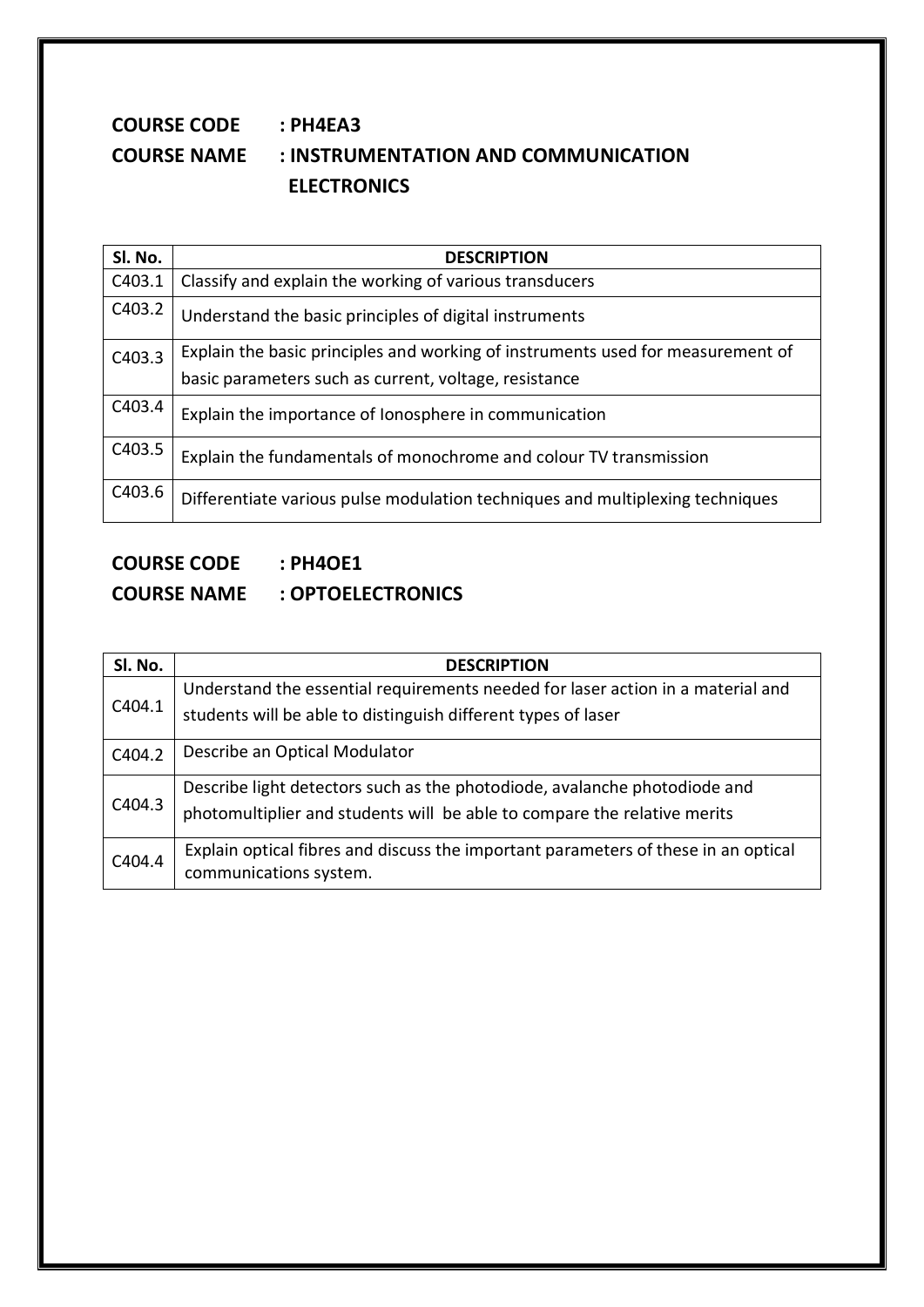**COURSE CODE : PH4EA3**

**COURSE NAME : INSTRUMENTATION AND COMMUNICATION ELECTRONICS**

| Sl. No. | DESCRIPTION |
|---|---|
| C403.1 | Classify and explain the working of various transducers |
| C403.2 | Understand the basic principles of digital instruments |
| C403.3 | Explain the basic principles and working of instruments used for measurement of basic parameters such as current, voltage, resistance |
| C403.4 | Explain the importance of Ionosphere in communication |
| C403.5 | Explain the fundamentals of monochrome and colour TV transmission |
| C403.6 | Differentiate various pulse modulation techniques and multiplexing techniques |

**COURSE CODE : PH4OE1**

**COURSE NAME : OPTOELECTRONICS**

| Sl. No. | DESCRIPTION |
|---|---|
| C404.1 | Understand the essential requirements needed for laser action in a material and students will be able to distinguish different types of laser |
| C404.2 | Describe an Optical Modulator |
| C404.3 | Describe light detectors such as the photodiode, avalanche photodiode and photomultiplier and students will be able to compare the relative merits |
| C404.4 | Explain optical fibres and discuss the important parameters of these in an optical communications system. |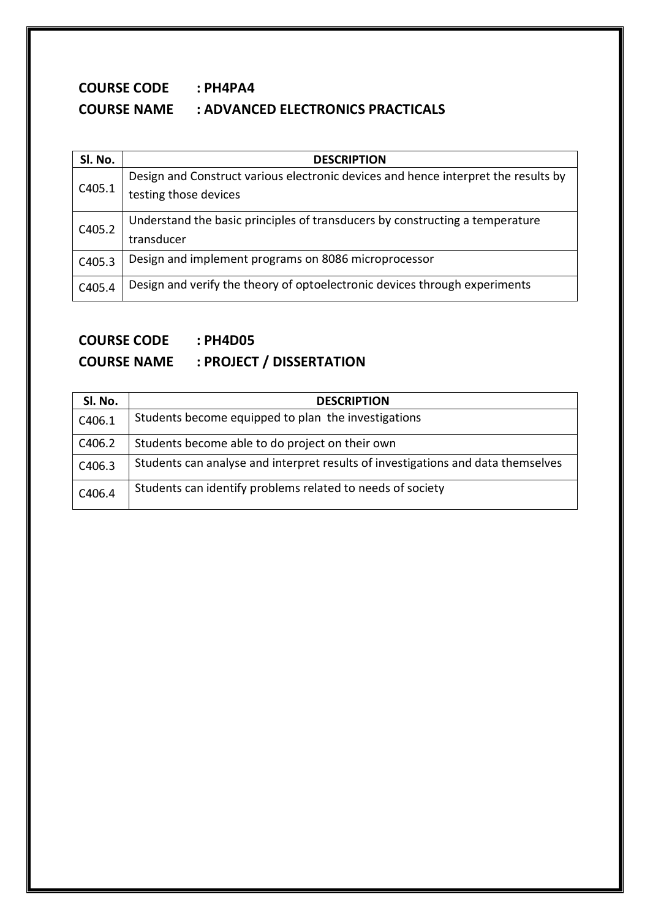**COURSE CODE : PH4PA4**

**COURSE NAME : ADVANCED ELECTRONICS PRACTICALS**

| Sl. No. | DESCRIPTION |
|---|---|
| C405.1 | Design and Construct various electronic devices and hence interpret the results by testing those devices |
| C405.2 | Understand the basic principles of transducers by constructing a temperature transducer |
| C405.3 | Design and implement programs on 8086 microprocessor |
| C405.4 | Design and verify the theory of optoelectronic devices through experiments |

**COURSE CODE : PH4D05**

**COURSE NAME : PROJECT / DISSERTATION**

| Sl. No. | DESCRIPTION |
|---|---|
| C406.1 | Students become equipped to plan the investigations |
| C406.2 | Students become able to do project on their own |
| C406.3 | Students can analyse and interpret results of investigations and data themselves |
| C406.4 | Students can identify problems related to needs of society |